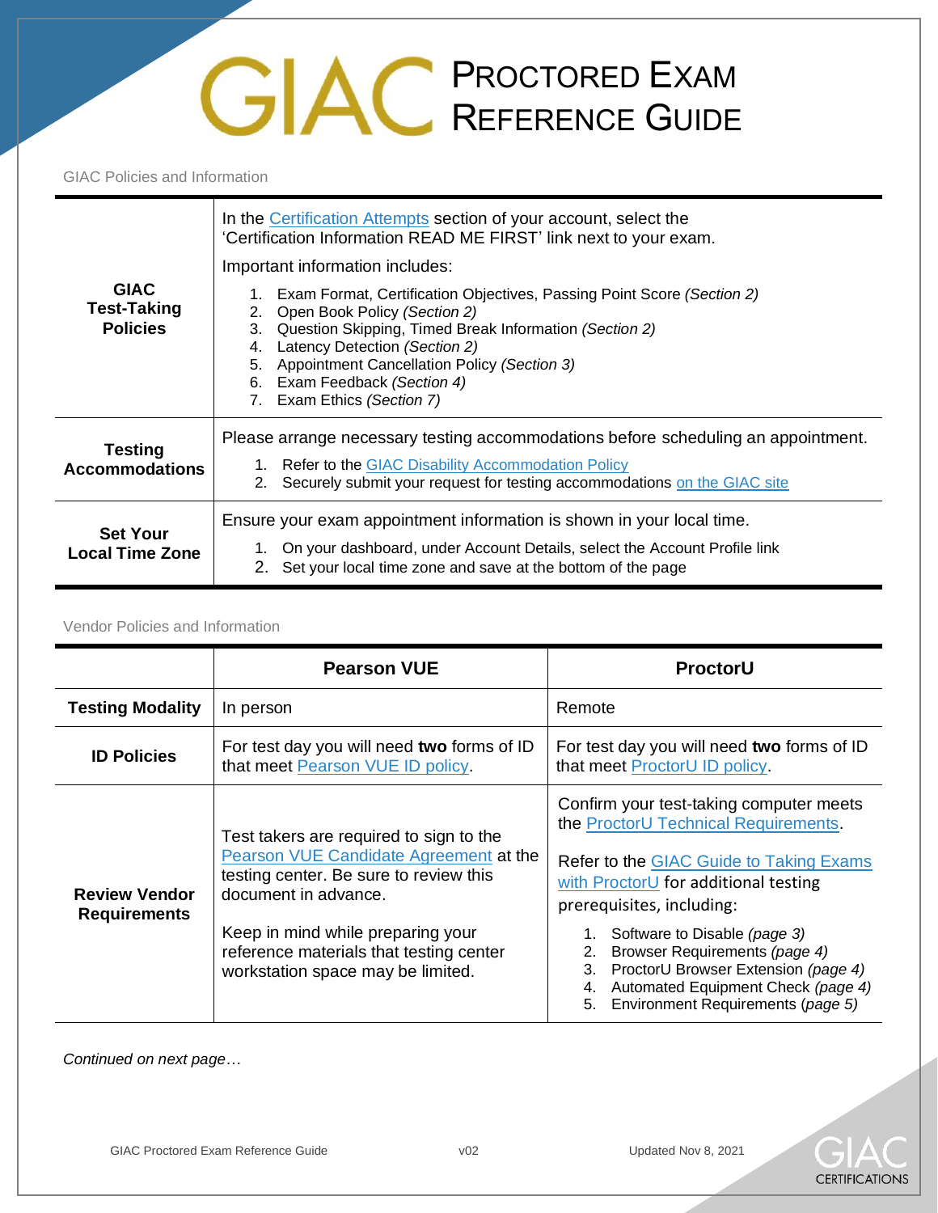# GIAC Proctored Exam Reference Guide

GIAC Policies and Information

| | |
|---|---|
| **GIAC Test-Taking Policies** | In the Certification Attempts section of your account, select the 'Certification Information READ ME FIRST' link next to your exam.<br><br>Important information includes:<br><br>1. Exam Format, Certification Objectives, Passing Point Score *(Section 2)*<br>2. Open Book Policy *(Section 2)*<br>3. Question Skipping, Timed Break Information *(Section 2)*<br>4. Latency Detection *(Section 2)*<br>5. Appointment Cancellation Policy *(Section 3)*<br>6. Exam Feedback *(Section 4)*<br>7. Exam Ethics *(Section 7)* |
| **Testing Accommodations** | Please arrange necessary testing accommodations before scheduling an appointment.<br><br>1. Refer to the GIAC Disability Accommodation Policy<br>2. Securely submit your request for testing accommodations on the GIAC site |
| **Set Your Local Time Zone** | Ensure your exam appointment information is shown in your local time.<br><br>1. On your dashboard, under Account Details, select the Account Profile link<br>2. Set your local time zone and save at the bottom of the page |

Vendor Policies and Information

| | **Pearson VUE** | **ProctorU** |
|---|---|---|
| **Testing Modality** | In person | Remote |
| **ID Policies** | For test day you will need **two** forms of ID that meet Pearson VUE ID policy. | For test day you will need **two** forms of ID that meet ProctorU ID policy. |
| **Review Vendor Requirements** | Test takers are required to sign to the Pearson VUE Candidate Agreement at the testing center. Be sure to review this document in advance.<br><br>Keep in mind while preparing your reference materials that testing center workstation space may be limited. | Confirm your test-taking computer meets the ProctorU Technical Requirements.<br><br>Refer to the GIAC Guide to Taking Exams with ProctorU for additional testing prerequisites, including:<br><br>1. Software to Disable *(page 3)*<br>2. Browser Requirements *(page 4)*<br>3. ProctorU Browser Extension *(page 4)*<br>4. Automated Equipment Check *(page 4)*<br>5. Environment Requirements (*page 5)* |

*Continued on next page…*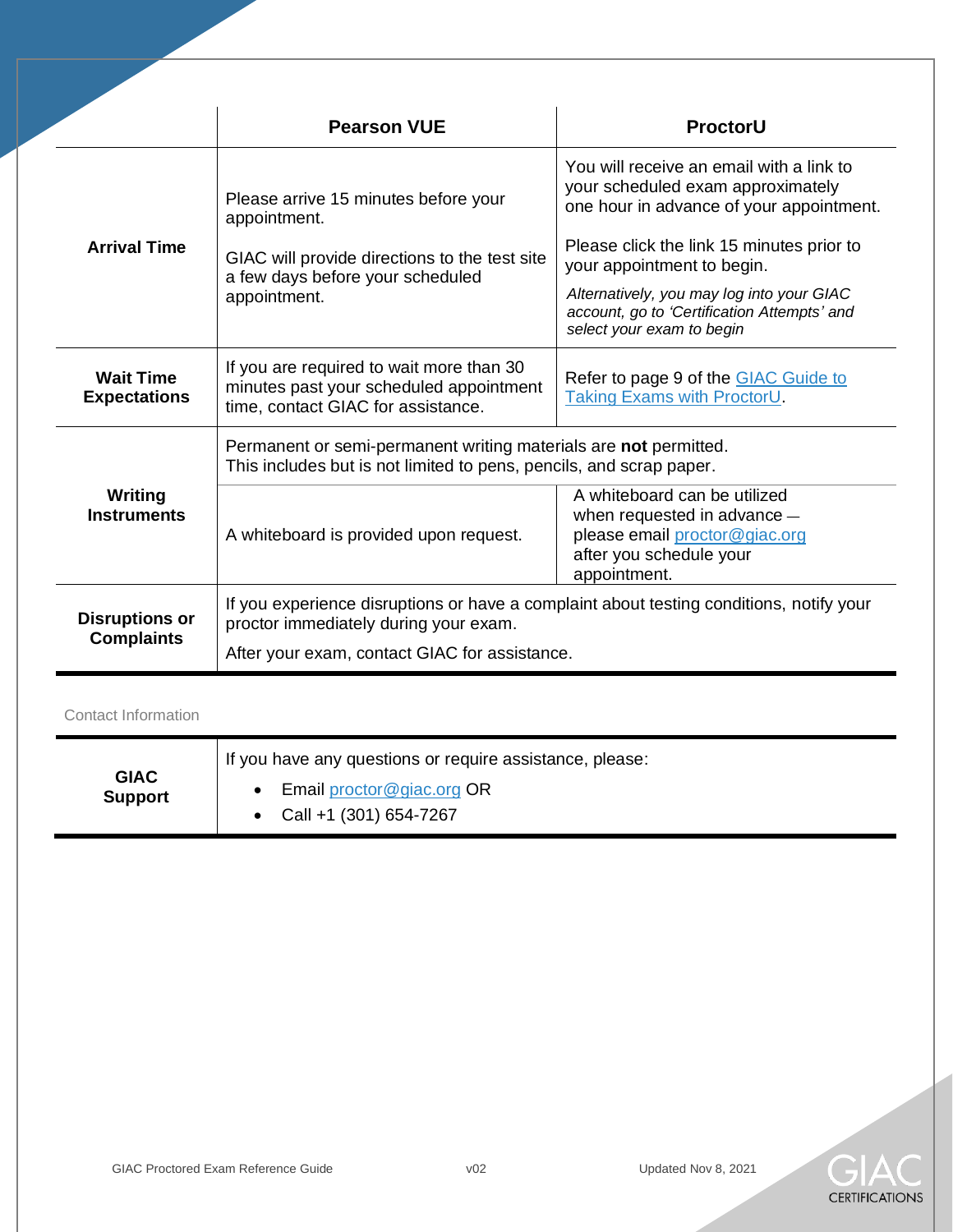| | Pearson VUE | ProctorU |
|---|---|---|
| **Arrival Time** | Please arrive 15 minutes before your appointment.<br><br>GIAC will provide directions to the test site a few days before your scheduled appointment. | You will receive an email with a link to your scheduled exam approximately one hour in advance of your appointment.<br><br>Please click the link 15 minutes prior to your appointment to begin.<br><br>*Alternatively, you may log into your GIAC account, go to 'Certification Attempts' and select your exam to begin* |
| **Wait Time Expectations** | If you are required to wait more than 30 minutes past your scheduled appointment time, contact GIAC for assistance. | Refer to page 9 of the [GIAC Guide to Taking Exams with ProctorU]. |
| **Writing Instruments** | Permanent or semi-permanent writing materials are **not** permitted. This includes but is not limited to pens, pencils, and scrap paper. | |
| | A whiteboard is provided upon request. | A whiteboard can be utilized when requested in advance – please email proctor@giac.org after you schedule your appointment. |
| **Disruptions or Complaints** | If you experience disruptions or have a complaint about testing conditions, notify your proctor immediately during your exam.<br><br>After your exam, contact GIAC for assistance. | |

Contact Information

| | |
|---|---|
| **GIAC Support** | If you have any questions or require assistance, please:<br>• Email proctor@giac.org OR<br>• Call +1 (301) 654-7267 |

GIAC Proctored Exam Reference Guide v02 Updated Nov 8, 2021